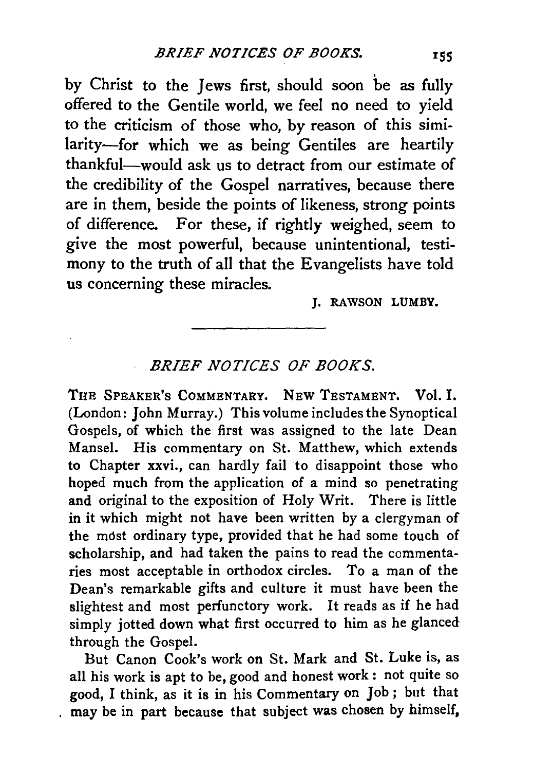by Christ to the Jews first, should soon be as fully offered to the Gentile world, we feel no need to yield to the criticism of those who, by reason of this similarity—for which we as being Gentiles are heartily thankful—would ask us to detract from our estimate of the credibility of the Gospel narratives, because there are in them, beside the points of likeness, strong points of difference. For these, if rightly weighed, seem to give the most powerful, because unintentional, testimony to the truth of all that the Evangelists have told us concerning these miracles.

J. RAWSON LUMBY.

---

## *BRIEF NOTICES OF BOOKS.*

THE SPEAKER'S COMMENTARY. NEW TESTAMENT. Vol. I. (London: John Murray.) This volume includes the Synoptical Gospels, of which the first was assigned to the late Dean Mansel. His commentary on St. Matthew, which extends to Chapter xxvi., can hardly fail to disappoint those who hoped much from the application of a mind so penetrating and original to the exposition of Holy Writ. There is little in it which might not have been written by a clergyman of the most ordinary type, provided that he had some touch of scholarship, and had taken the pains to read the commentaries most acceptable in orthodox circles. To a man of the Dean's remarkable gifts and culture it must have been the slightest and most perfunctory work. It reads as if he had simply jotted down what first occurred to him as he glanced through the Gospel.

But Canon Cook's work on St. Mark and St. Luke is, as all his work is apt to be, good and honest work: not quite so good, I think, as it is in his Commentary on Job; but that may be in part because that subject was chosen by himself,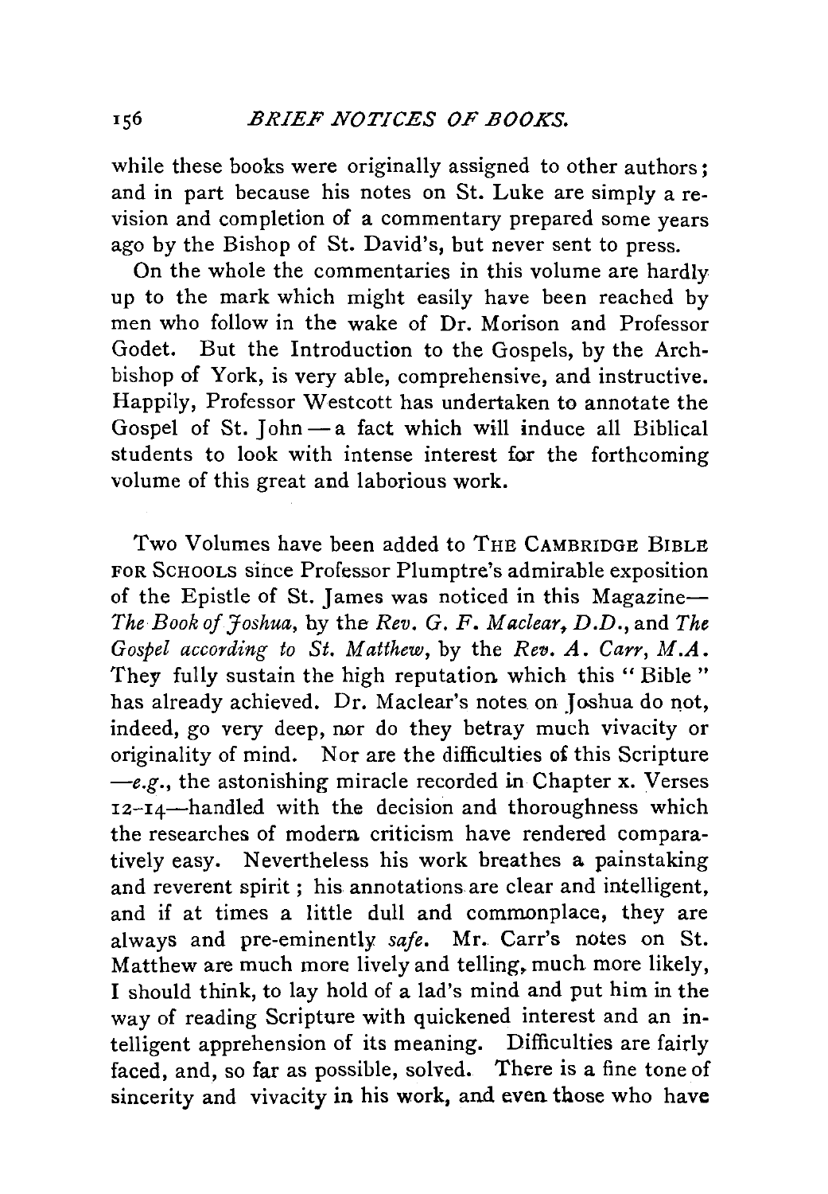while these books were originally assigned to other authors; and in part because his notes on St. Luke are simply a revision and completion of a commentary prepared some years ago by the Bishop of St. David's, but never sent to press.

On the whole the commentaries in this volume are hardly up to the mark which might easily have been reached by men who follow in the wake of Dr. Morison and Professor Godet. But the Introduction to the Gospels, by the Archbishop of York, is very able, comprehensive, and instructive. Happily, Professor Westcott has undertaken to annotate the Gospel of St. John — a fact which will induce all Biblical students to look with intense interest for the forthcoming volume of this great and laborious work.

Two Volumes have been added to THE CAMBRIDGE BIBLE FOR SCHOOLS since Professor Plumptre's admirable exposition of the Epistle of St. James was noticed in this Magazine—*The Book of Joshua*, by the *Rev. G. F. Maclear, D.D.*, and *The Gospel according to St. Matthew*, by the *Rev. A. Carr, M.A.* They fully sustain the high reputation which this "Bible" has already achieved. Dr. Maclear's notes on Joshua do not, indeed, go very deep, nor do they betray much vivacity or originality of mind. Nor are the difficulties of this Scripture —*e.g.*, the astonishing miracle recorded in Chapter x. Verses 12–14—handled with the decision and thoroughness which the researches of modern criticism have rendered comparatively easy. Nevertheless his work breathes a painstaking and reverent spirit; his annotations are clear and intelligent, and if at times a little dull and commonplace, they are always and pre-eminently *safe*. Mr. Carr's notes on St. Matthew are much more lively and telling, much more likely, I should think, to lay hold of a lad's mind and put him in the way of reading Scripture with quickened interest and an intelligent apprehension of its meaning. Difficulties are fairly faced, and, so far as possible, solved. There is a fine tone of sincerity and vivacity in his work, and even those who have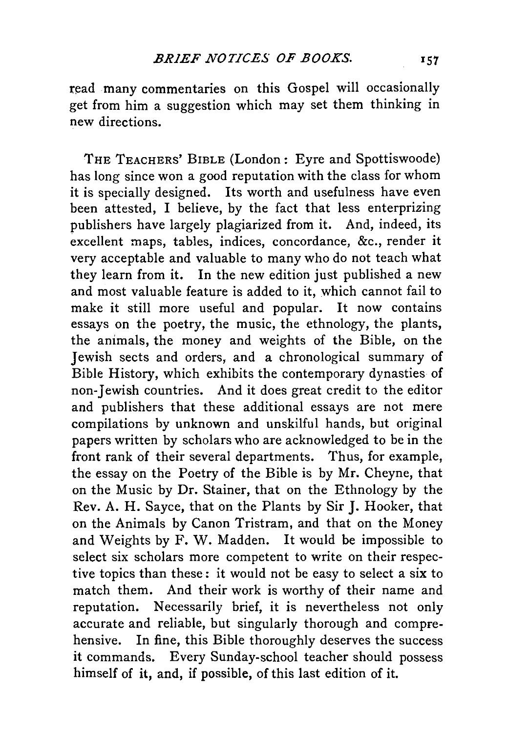read many commentaries on this Gospel will occasionally get from him a suggestion which may set them thinking in new directions.

THE TEACHERS' BIBLE (London: Eyre and Spottiswoode) has long since won a good reputation with the class for whom it is specially designed. Its worth and usefulness have even been attested, I believe, by the fact that less enterprizing publishers have largely plagiarized from it. And, indeed, its excellent maps, tables, indices, concordance, &c., render it very acceptable and valuable to many who do not teach what they learn from it. In the new edition just published a new and most valuable feature is added to it, which cannot fail to make it still more useful and popular. It now contains essays on the poetry, the music, the ethnology, the plants, the animals, the money and weights of the Bible, on the Jewish sects and orders, and a chronological summary of Bible History, which exhibits the contemporary dynasties of non-Jewish countries. And it does great credit to the editor and publishers that these additional essays are not mere compilations by unknown and unskilful hands, but original papers written by scholars who are acknowledged to be in the front rank of their several departments. Thus, for example, the essay on the Poetry of the Bible is by Mr. Cheyne, that on the Music by Dr. Stainer, that on the Ethnology by the Rev. A. H. Sayce, that on the Plants by Sir J. Hooker, that on the Animals by Canon Tristram, and that on the Money and Weights by F. W. Madden. It would be impossible to select six scholars more competent to write on their respective topics than these: it would not be easy to select a six to match them. And their work is worthy of their name and reputation. Necessarily brief, it is nevertheless not only accurate and reliable, but singularly thorough and comprehensive. In fine, this Bible thoroughly deserves the success it commands. Every Sunday-school teacher should possess himself of it, and, if possible, of this last edition of it.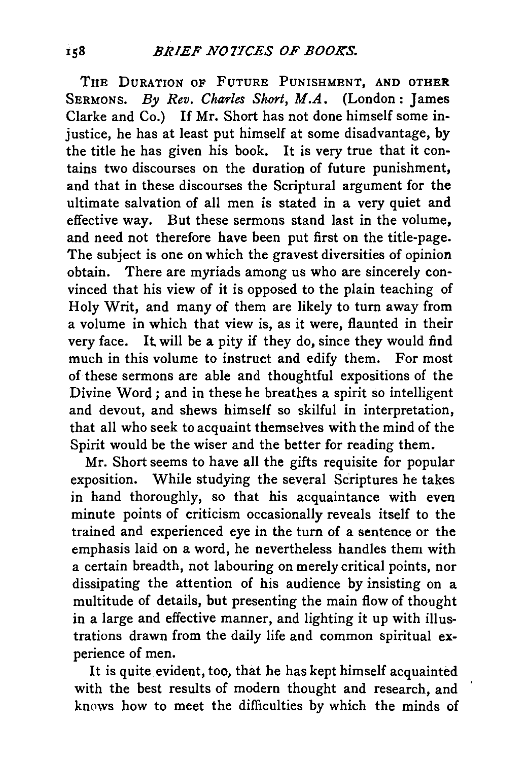THE DURATION OF FUTURE PUNISHMENT, AND OTHER SERMONS. *By Rev. Charles Short, M.A.* (London: James Clarke and Co.) If Mr. Short has not done himself some injustice, he has at least put himself at some disadvantage, by the title he has given his book. It is very true that it contains two discourses on the duration of future punishment, and that in these discourses the Scriptural argument for the ultimate salvation of all men is stated in a very quiet and effective way. But these sermons stand last in the volume, and need not therefore have been put first on the title-page. The subject is one on which the gravest diversities of opinion obtain. There are myriads among us who are sincerely convinced that his view of it is opposed to the plain teaching of Holy Writ, and many of them are likely to turn away from a volume in which that view is, as it were, flaunted in their very face. It will be a pity if they do, since they would find much in this volume to instruct and edify them. For most of these sermons are able and thoughtful expositions of the Divine Word; and in these he breathes a spirit so intelligent and devout, and shews himself so skilful in interpretation, that all who seek to acquaint themselves with the mind of the Spirit would be the wiser and the better for reading them.

Mr. Short seems to have all the gifts requisite for popular exposition. While studying the several Scriptures he takes in hand thoroughly, so that his acquaintance with even minute points of criticism occasionally reveals itself to the trained and experienced eye in the turn of a sentence or the emphasis laid on a word, he nevertheless handles them with a certain breadth, not labouring on merely critical points, nor dissipating the attention of his audience by insisting on a multitude of details, but presenting the main flow of thought in a large and effective manner, and lighting it up with illustrations drawn from the daily life and common spiritual experience of men.

It is quite evident, too, that he has kept himself acquainted with the best results of modern thought and research, and knows how to meet the difficulties by which the minds of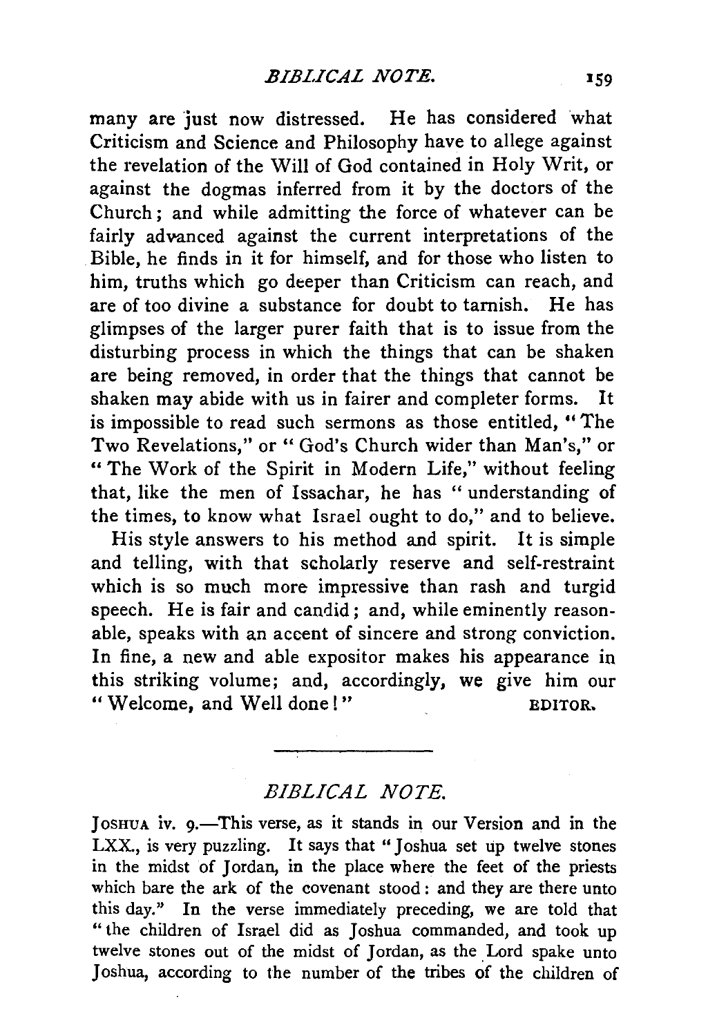many are just now distressed. He has considered what Criticism and Science and Philosophy have to allege against the revelation of the Will of God contained in Holy Writ, or against the dogmas inferred from it by the doctors of the Church; and while admitting the force of whatever can be fairly advanced against the current interpretations of the Bible, he finds in it for himself, and for those who listen to him, truths which go deeper than Criticism can reach, and are of too divine a substance for doubt to tarnish. He has glimpses of the larger purer faith that is to issue from the disturbing process in which the things that can be shaken are being removed, in order that the things that cannot be shaken may abide with us in fairer and completer forms. It is impossible to read such sermons as those entitled, "The Two Revelations," or "God's Church wider than Man's," or "The Work of the Spirit in Modern Life," without feeling that, like the men of Issachar, he has "understanding of the times, to know what Israel ought to do," and to believe.

His style answers to his method and spirit. It is simple and telling, with that scholarly reserve and self-restraint which is so much more impressive than rash and turgid speech. He is fair and candid; and, while eminently reasonable, speaks with an accent of sincere and strong conviction. In fine, a new and able expositor makes his appearance in this striking volume; and, accordingly, we give him our "Welcome, and Well done!"

EDITOR.

---

## *BIBLICAL NOTE.*

JOSHUA iv. 9.—This verse, as it stands in our Version and in the LXX., is very puzzling. It says that "Joshua set up twelve stones in the midst of Jordan, in the place where the feet of the priests which bare the ark of the covenant stood: and they are there unto this day." In the verse immediately preceding, we are told that "the children of Israel did as Joshua commanded, and took up twelve stones out of the midst of Jordan, as the Lord spake unto Joshua, according to the number of the tribes of the children of